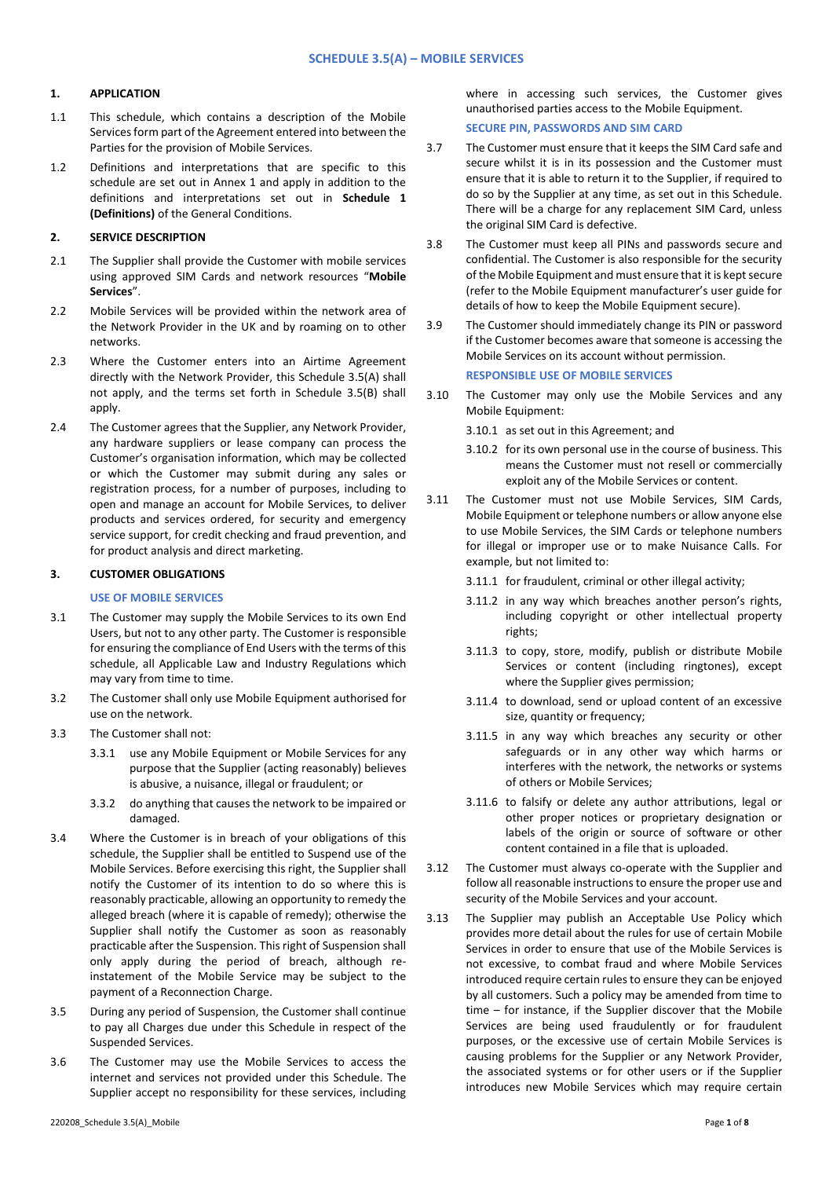# SCHEDULE 3.5(A) – MOBILE SERVICES

## 1. APPLICATION

1.1 This schedule, which contains a description of the Mobile Services form part of the Agreement entered into between the Parties for the provision of Mobile Services.

1.2 Definitions and interpretations that are specific to this schedule are set out in Annex 1 and apply in addition to the definitions and interpretations set out in **Schedule 1 (Definitions)** of the General Conditions.

## 2. SERVICE DESCRIPTION

2.1 The Supplier shall provide the Customer with mobile services using approved SIM Cards and network resources "**Mobile Services**".

2.2 Mobile Services will be provided within the network area of the Network Provider in the UK and by roaming on to other networks.

2.3 Where the Customer enters into an Airtime Agreement directly with the Network Provider, this Schedule 3.5(A) shall not apply, and the terms set forth in Schedule 3.5(B) shall apply.

2.4 The Customer agrees that the Supplier, any Network Provider, any hardware suppliers or lease company can process the Customer's organisation information, which may be collected or which the Customer may submit during any sales or registration process, for a number of purposes, including to open and manage an account for Mobile Services, to deliver products and services ordered, for security and emergency service support, for credit checking and fraud prevention, and for product analysis and direct marketing.

## 3. CUSTOMER OBLIGATIONS

### USE OF MOBILE SERVICES

3.1 The Customer may supply the Mobile Services to its own End Users, but not to any other party. The Customer is responsible for ensuring the compliance of End Users with the terms of this schedule, all Applicable Law and Industry Regulations which may vary from time to time.

3.2 The Customer shall only use Mobile Equipment authorised for use on the network.

3.3 The Customer shall not:

3.3.1 use any Mobile Equipment or Mobile Services for any purpose that the Supplier (acting reasonably) believes is abusive, a nuisance, illegal or fraudulent; or

3.3.2 do anything that causes the network to be impaired or damaged.

3.4 Where the Customer is in breach of your obligations of this schedule, the Supplier shall be entitled to Suspend use of the Mobile Services. Before exercising this right, the Supplier shall notify the Customer of its intention to do so where this is reasonably practicable, allowing an opportunity to remedy the alleged breach (where it is capable of remedy); otherwise the Supplier shall notify the Customer as soon as reasonably practicable after the Suspension. This right of Suspension shall only apply during the period of breach, although re-instatement of the Mobile Service may be subject to the payment of a Reconnection Charge.

3.5 During any period of Suspension, the Customer shall continue to pay all Charges due under this Schedule in respect of the Suspended Services.

3.6 The Customer may use the Mobile Services to access the internet and services not provided under this Schedule. The Supplier accept no responsibility for these services, including where in accessing such services, the Customer gives unauthorised parties access to the Mobile Equipment.

### SECURE PIN, PASSWORDS AND SIM CARD

3.7 The Customer must ensure that it keeps the SIM Card safe and secure whilst it is in its possession and the Customer must ensure that it is able to return it to the Supplier, if required to do so by the Supplier at any time, as set out in this Schedule. There will be a charge for any replacement SIM Card, unless the original SIM Card is defective.

3.8 The Customer must keep all PINs and passwords secure and confidential. The Customer is also responsible for the security of the Mobile Equipment and must ensure that it is kept secure (refer to the Mobile Equipment manufacturer's user guide for details of how to keep the Mobile Equipment secure).

3.9 The Customer should immediately change its PIN or password if the Customer becomes aware that someone is accessing the Mobile Services on its account without permission.

### RESPONSIBLE USE OF MOBILE SERVICES

3.10 The Customer may only use the Mobile Services and any Mobile Equipment:

3.10.1 as set out in this Agreement; and

3.10.2 for its own personal use in the course of business. This means the Customer must not resell or commercially exploit any of the Mobile Services or content.

3.11 The Customer must not use Mobile Services, SIM Cards, Mobile Equipment or telephone numbers or allow anyone else to use Mobile Services, the SIM Cards or telephone numbers for illegal or improper use or to make Nuisance Calls. For example, but not limited to:

3.11.1 for fraudulent, criminal or other illegal activity;

3.11.2 in any way which breaches another person's rights, including copyright or other intellectual property rights;

3.11.3 to copy, store, modify, publish or distribute Mobile Services or content (including ringtones), except where the Supplier gives permission;

3.11.4 to download, send or upload content of an excessive size, quantity or frequency;

3.11.5 in any way which breaches any security or other safeguards or in any other way which harms or interferes with the network, the networks or systems of others or Mobile Services;

3.11.6 to falsify or delete any author attributions, legal or other proper notices or proprietary designation or labels of the origin or source of software or other content contained in a file that is uploaded.

3.12 The Customer must always co-operate with the Supplier and follow all reasonable instructions to ensure the proper use and security of the Mobile Services and your account.

3.13 The Supplier may publish an Acceptable Use Policy which provides more detail about the rules for use of certain Mobile Services in order to ensure that use of the Mobile Services is not excessive, to combat fraud and where Mobile Services introduced require certain rules to ensure they can be enjoyed by all customers. Such a policy may be amended from time to time – for instance, if the Supplier discover that the Mobile Services are being used fraudulently or for fraudulent purposes, or the excessive use of certain Mobile Services is causing problems for the Supplier or any Network Provider, the associated systems or for other users or if the Supplier introduces new Mobile Services which may require certain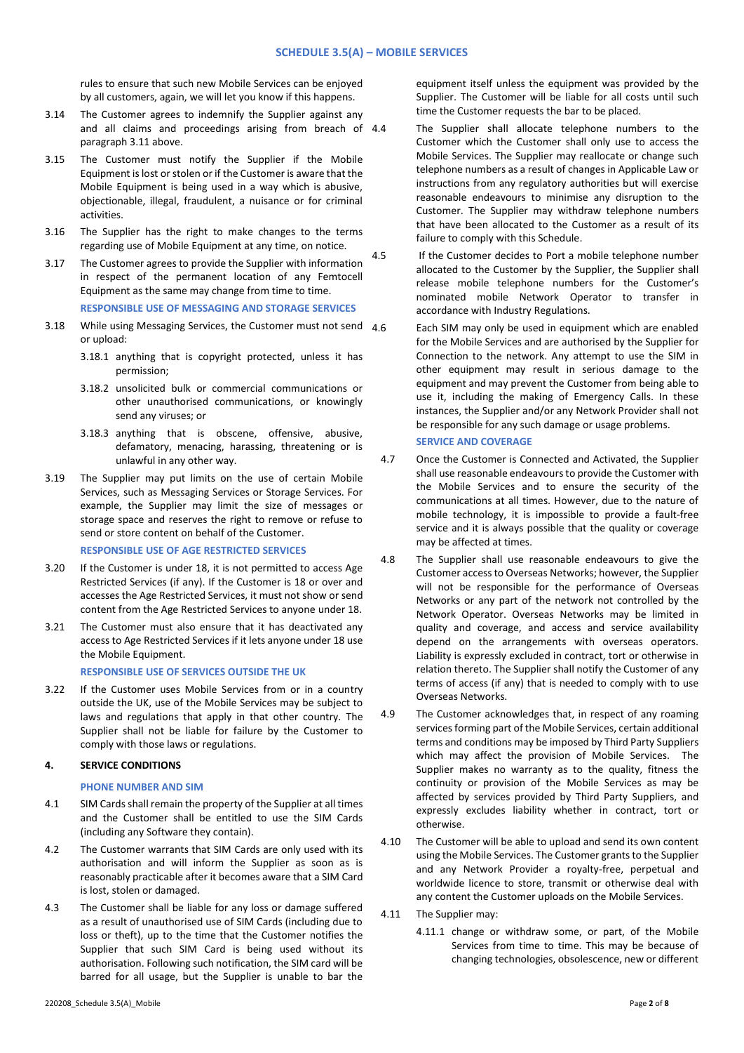rules to ensure that such new Mobile Services can be enjoyed by all customers, again, we will let you know if this happens.

3.14 The Customer agrees to indemnify the Supplier against any and all claims and proceedings arising from breach of paragraph 3.11 above.

3.15 The Customer must notify the Supplier if the Mobile Equipment is lost or stolen or if the Customer is aware that the Mobile Equipment is being used in a way which is abusive, objectionable, illegal, fraudulent, a nuisance or for criminal activities.

3.16 The Supplier has the right to make changes to the terms regarding use of Mobile Equipment at any time, on notice.

3.17 The Customer agrees to provide the Supplier with information in respect of the permanent location of any Femtocell Equipment as the same may change from time to time.

**RESPONSIBLE USE OF MESSAGING AND STORAGE SERVICES**

3.18 While using Messaging Services, the Customer must not send or upload:

3.18.1 anything that is copyright protected, unless it has permission;

3.18.2 unsolicited bulk or commercial communications or other unauthorised communications, or knowingly send any viruses; or

3.18.3 anything that is obscene, offensive, abusive, defamatory, menacing, harassing, threatening or is unlawful in any other way.

3.19 The Supplier may put limits on the use of certain Mobile Services, such as Messaging Services or Storage Services. For example, the Supplier may limit the size of messages or storage space and reserves the right to remove or refuse to send or store content on behalf of the Customer.

**RESPONSIBLE USE OF AGE RESTRICTED SERVICES**

3.20 If the Customer is under 18, it is not permitted to access Age Restricted Services (if any). If the Customer is 18 or over and accesses the Age Restricted Services, it must not show or send content from the Age Restricted Services to anyone under 18.

3.21 The Customer must also ensure that it has deactivated any access to Age Restricted Services if it lets anyone under 18 use the Mobile Equipment.

**RESPONSIBLE USE OF SERVICES OUTSIDE THE UK**

3.22 If the Customer uses Mobile Services from or in a country outside the UK, use of the Mobile Services may be subject to laws and regulations that apply in that other country. The Supplier shall not be liable for failure by the Customer to comply with those laws or regulations.

## 4. SERVICE CONDITIONS

**PHONE NUMBER AND SIM**

4.1 SIM Cards shall remain the property of the Supplier at all times and the Customer shall be entitled to use the SIM Cards (including any Software they contain).

4.2 The Customer warrants that SIM Cards are only used with its authorisation and will inform the Supplier as soon as is reasonably practicable after it becomes aware that a SIM Card is lost, stolen or damaged.

4.3 The Customer shall be liable for any loss or damage suffered as a result of unauthorised use of SIM Cards (including due to loss or theft), up to the time that the Customer notifies the Supplier that such SIM Card is being used without its authorisation. Following such notification, the SIM card will be barred for all usage, but the Supplier is unable to bar the equipment itself unless the equipment was provided by the Supplier. The Customer will be liable for all costs until such time the Customer requests the bar to be placed.

4.4 The Supplier shall allocate telephone numbers to the Customer which the Customer shall only use to access the Mobile Services. The Supplier may reallocate or change such telephone numbers as a result of changes in Applicable Law or instructions from any regulatory authorities but will exercise reasonable endeavours to minimise any disruption to the Customer. The Supplier may withdraw telephone numbers that have been allocated to the Customer as a result of its failure to comply with this Schedule.

4.5 If the Customer decides to Port a mobile telephone number allocated to the Customer by the Supplier, the Supplier shall release mobile telephone numbers for the Customer's nominated mobile Network Operator to transfer in accordance with Industry Regulations.

4.6 Each SIM may only be used in equipment which are enabled for the Mobile Services and are authorised by the Supplier for Connection to the network. Any attempt to use the SIM in other equipment may result in serious damage to the equipment and may prevent the Customer from being able to use it, including the making of Emergency Calls. In these instances, the Supplier and/or any Network Provider shall not be responsible for any such damage or usage problems.

**SERVICE AND COVERAGE**

4.7 Once the Customer is Connected and Activated, the Supplier shall use reasonable endeavours to provide the Customer with the Mobile Services and to ensure the security of the communications at all times. However, due to the nature of mobile technology, it is impossible to provide a fault-free service and it is always possible that the quality or coverage may be affected at times.

4.8 The Supplier shall use reasonable endeavours to give the Customer access to Overseas Networks; however, the Supplier will not be responsible for the performance of Overseas Networks or any part of the network not controlled by the Network Operator. Overseas Networks may be limited in quality and coverage, and access and service availability depend on the arrangements with overseas operators. Liability is expressly excluded in contract, tort or otherwise in relation thereto. The Supplier shall notify the Customer of any terms of access (if any) that is needed to comply with to use Overseas Networks.

4.9 The Customer acknowledges that, in respect of any roaming services forming part of the Mobile Services, certain additional terms and conditions may be imposed by Third Party Suppliers which may affect the provision of Mobile Services. The Supplier makes no warranty as to the quality, fitness the continuity or provision of the Mobile Services as may be affected by services provided by Third Party Suppliers, and expressly excludes liability whether in contract, tort or otherwise.

4.10 The Customer will be able to upload and send its own content using the Mobile Services. The Customer grants to the Supplier and any Network Provider a royalty-free, perpetual and worldwide licence to store, transmit or otherwise deal with any content the Customer uploads on the Mobile Services.

4.11 The Supplier may:

4.11.1 change or withdraw some, or part, of the Mobile Services from time to time. This may be because of changing technologies, obsolescence, new or different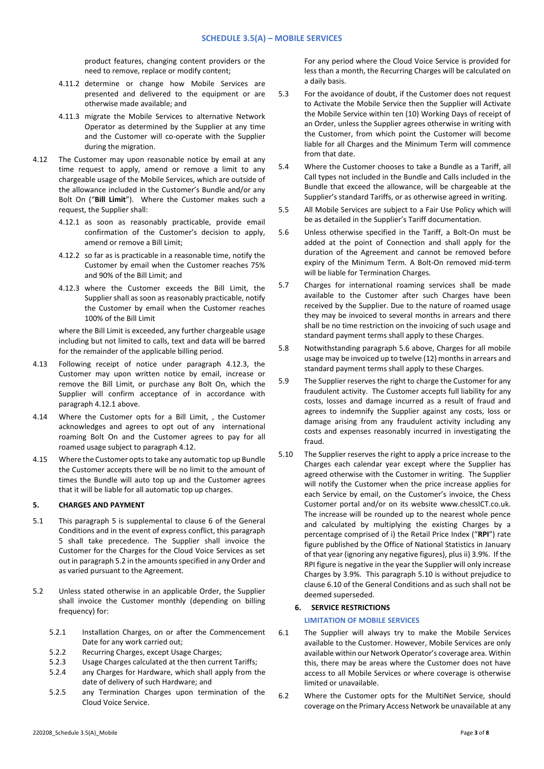product features, changing content providers or the need to remove, replace or modify content;

4.11.2 determine or change how Mobile Services are presented and delivered to the equipment or are otherwise made available; and

4.11.3 migrate the Mobile Services to alternative Network Operator as determined by the Supplier at any time and the Customer will co-operate with the Supplier during the migration.

4.12 The Customer may upon reasonable notice by email at any time request to apply, amend or remove a limit to any chargeable usage of the Mobile Services, which are outside of the allowance included in the Customer's Bundle and/or any Bolt On ("**Bill Limit**"). Where the Customer makes such a request, the Supplier shall:

4.12.1 as soon as reasonably practicable, provide email confirmation of the Customer's decision to apply, amend or remove a Bill Limit;

4.12.2 so far as is practicable in a reasonable time, notify the Customer by email when the Customer reaches 75% and 90% of the Bill Limit; and

4.12.3 where the Customer exceeds the Bill Limit, the Supplier shall as soon as reasonably practicable, notify the Customer by email when the Customer reaches 100% of the Bill Limit

where the Bill Limit is exceeded, any further chargeable usage including but not limited to calls, text and data will be barred for the remainder of the applicable billing period.

4.13 Following receipt of notice under paragraph 4.12.3, the Customer may upon written notice by email, increase or remove the Bill Limit, or purchase any Bolt On, which the Supplier will confirm acceptance of in accordance with paragraph 4.12.1 above.

4.14 Where the Customer opts for a Bill Limit, , the Customer acknowledges and agrees to opt out of any international roaming Bolt On and the Customer agrees to pay for all roamed usage subject to paragraph 4.12.

4.15 Where the Customer opts to take any automatic top up Bundle the Customer accepts there will be no limit to the amount of times the Bundle will auto top up and the Customer agrees that it will be liable for all automatic top up charges.

## 5. CHARGES AND PAYMENT

5.1 This paragraph 5 is supplemental to clause 6 of the General Conditions and in the event of express conflict, this paragraph 5 shall take precedence. The Supplier shall invoice the Customer for the Charges for the Cloud Voice Services as set out in paragraph 5.2 in the amounts specified in any Order and as varied pursuant to the Agreement.

5.2 Unless stated otherwise in an applicable Order, the Supplier shall invoice the Customer monthly (depending on billing frequency) for:

5.2.1 Installation Charges, on or after the Commencement Date for any work carried out;

5.2.2 Recurring Charges, except Usage Charges;

5.2.3 Usage Charges calculated at the then current Tariffs;

5.2.4 any Charges for Hardware, which shall apply from the date of delivery of such Hardware; and

5.2.5 any Termination Charges upon termination of the Cloud Voice Service.

For any period where the Cloud Voice Service is provided for less than a month, the Recurring Charges will be calculated on a daily basis.

5.3 For the avoidance of doubt, if the Customer does not request to Activate the Mobile Service then the Supplier will Activate the Mobile Service within ten (10) Working Days of receipt of an Order, unless the Supplier agrees otherwise in writing with the Customer, from which point the Customer will become liable for all Charges and the Minimum Term will commence from that date.

5.4 Where the Customer chooses to take a Bundle as a Tariff, all Call types not included in the Bundle and Calls included in the Bundle that exceed the allowance, will be chargeable at the Supplier's standard Tariffs, or as otherwise agreed in writing.

5.5 All Mobile Services are subject to a Fair Use Policy which will be as detailed in the Supplier's Tariff documentation.

5.6 Unless otherwise specified in the Tariff, a Bolt-On must be added at the point of Connection and shall apply for the duration of the Agreement and cannot be removed before expiry of the Minimum Term. A Bolt-On removed mid-term will be liable for Termination Charges.

5.7 Charges for international roaming services shall be made available to the Customer after such Charges have been received by the Supplier. Due to the nature of roamed usage they may be invoiced to several months in arrears and there shall be no time restriction on the invoicing of such usage and standard payment terms shall apply to these Charges.

5.8 Notwithstanding paragraph 5.6 above, Charges for all mobile usage may be invoiced up to twelve (12) months in arrears and standard payment terms shall apply to these Charges.

5.9 The Supplier reserves the right to charge the Customer for any fraudulent activity. The Customer accepts full liability for any costs, losses and damage incurred as a result of fraud and agrees to indemnify the Supplier against any costs, loss or damage arising from any fraudulent activity including any costs and expenses reasonably incurred in investigating the fraud.

5.10 The Supplier reserves the right to apply a price increase to the Charges each calendar year except where the Supplier has agreed otherwise with the Customer in writing. The Supplier will notify the Customer when the price increase applies for each Service by email, on the Customer's invoice, the Chess Customer portal and/or on its website www.chessICT.co.uk. The increase will be rounded up to the nearest whole pence and calculated by multiplying the existing Charges by a percentage comprised of i) the Retail Price Index ("**RPI**") rate figure published by the Office of National Statistics in January of that year (ignoring any negative figures), plus ii) 3.9%. If the RPI figure is negative in the year the Supplier will only increase Charges by 3.9%. This paragraph 5.10 is without prejudice to clause 6.10 of the General Conditions and as such shall not be deemed superseded.

## 6. SERVICE RESTRICTIONS

### LIMITATION OF MOBILE SERVICES

6.1 The Supplier will always try to make the Mobile Services available to the Customer. However, Mobile Services are only available within our Network Operator's coverage area. Within this, there may be areas where the Customer does not have access to all Mobile Services or where coverage is otherwise limited or unavailable.

6.2 Where the Customer opts for the MultiNet Service, should coverage on the Primary Access Network be unavailable at any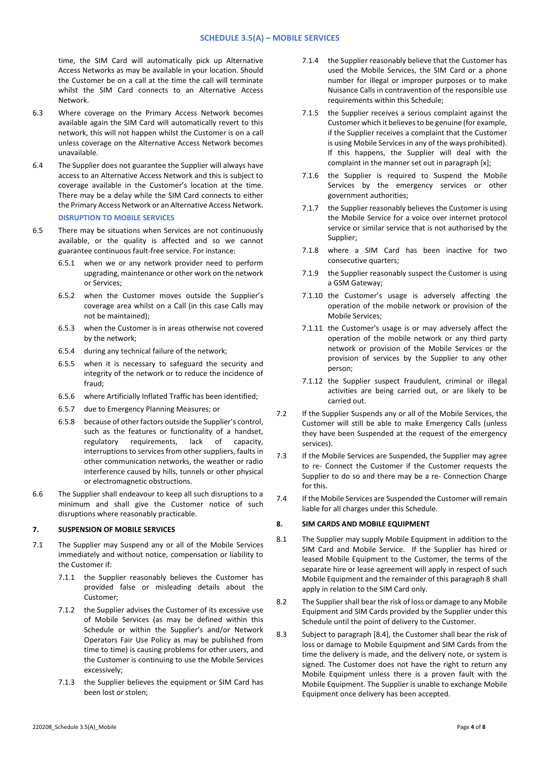time, the SIM Card will automatically pick up Alternative Access Networks as may be available in your location. Should the Customer be on a call at the time the call will terminate whilst the SIM Card connects to an Alternative Access Network.

6.3 Where coverage on the Primary Access Network becomes available again the SIM Card will automatically revert to this network, this will not happen whilst the Customer is on a call unless coverage on the Alternative Access Network becomes unavailable.

6.4 The Supplier does not guarantee the Supplier will always have access to an Alternative Access Network and this is subject to coverage available in the Customer's location at the time. There may be a delay while the SIM Card connects to either the Primary Access Network or an Alternative Access Network.

**DISRUPTION TO MOBILE SERVICES**

6.5 There may be situations when Services are not continuously available, or the quality is affected and so we cannot guarantee continuous fault-free service. For instance:

- 6.5.1 when we or any network provider need to perform upgrading, maintenance or other work on the network or Services;
- 6.5.2 when the Customer moves outside the Supplier's coverage area whilst on a Call (in this case Calls may not be maintained);
- 6.5.3 when the Customer is in areas otherwise not covered by the network;
- 6.5.4 during any technical failure of the network;
- 6.5.5 when it is necessary to safeguard the security and integrity of the network or to reduce the incidence of fraud;
- 6.5.6 where Artificially Inflated Traffic has been identified;
- 6.5.7 due to Emergency Planning Measures; or
- 6.5.8 because of other factors outside the Supplier's control, such as the features or functionality of a handset, regulatory requirements, lack of capacity, interruptions to services from other suppliers, faults in other communication networks, the weather or radio interference caused by hills, tunnels or other physical or electromagnetic obstructions.

6.6 The Supplier shall endeavour to keep all such disruptions to a minimum and shall give the Customer notice of such disruptions where reasonably practicable.

## 7. SUSPENSION OF MOBILE SERVICES

7.1 The Supplier may Suspend any or all of the Mobile Services immediately and without notice, compensation or liability to the Customer if:

- 7.1.1 the Supplier reasonably believes the Customer has provided false or misleading details about the Customer;
- 7.1.2 the Supplier advises the Customer of its excessive use of Mobile Services (as may be defined within this Schedule or within the Supplier's and/or Network Operators Fair Use Policy as may be published from time to time) is causing problems for other users, and the Customer is continuing to use the Mobile Services excessively;
- 7.1.3 the Supplier believes the equipment or SIM Card has been lost or stolen;
- 7.1.4 the Supplier reasonably believe that the Customer has used the Mobile Services, the SIM Card or a phone number for illegal or improper purposes or to make Nuisance Calls in contravention of the responsible use requirements within this Schedule;
- 7.1.5 the Supplier receives a serious complaint against the Customer which it believes to be genuine (for example, if the Supplier receives a complaint that the Customer is using Mobile Services in any of the ways prohibited). If this happens, the Supplier will deal with the complaint in the manner set out in paragraph [x];
- 7.1.6 the Supplier is required to Suspend the Mobile Services by the emergency services or other government authorities;
- 7.1.7 the Supplier reasonably believes the Customer is using the Mobile Service for a voice over internet protocol service or similar service that is not authorised by the Supplier;
- 7.1.8 where a SIM Card has been inactive for two consecutive quarters;
- 7.1.9 the Supplier reasonably suspect the Customer is using a GSM Gateway;
- 7.1.10 the Customer's usage is adversely affecting the operation of the mobile network or provision of the Mobile Services;
- 7.1.11 the Customer's usage is or may adversely affect the operation of the mobile network or any third party network or provision of the Mobile Services or the provision of services by the Supplier to any other person;
- 7.1.12 the Supplier suspect fraudulent, criminal or illegal activities are being carried out, or are likely to be carried out.

7.2 If the Supplier Suspends any or all of the Mobile Services, the Customer will still be able to make Emergency Calls (unless they have been Suspended at the request of the emergency services).

7.3 If the Mobile Services are Suspended, the Supplier may agree to re- Connect the Customer if the Customer requests the Supplier to do so and there may be a re- Connection Charge for this.

7.4 If the Mobile Services are Suspended the Customer will remain liable for all charges under this Schedule.

## 8. SIM CARDS AND MOBILE EQUIPMENT

8.1 The Supplier may supply Mobile Equipment in addition to the SIM Card and Mobile Service. If the Supplier has hired or leased Mobile Equipment to the Customer, the terms of the separate hire or lease agreement will apply in respect of such Mobile Equipment and the remainder of this paragraph 8 shall apply in relation to the SIM Card only.

8.2 The Supplier shall bear the risk of loss or damage to any Mobile Equipment and SIM Cards provided by the Supplier under this Schedule until the point of delivery to the Customer.

8.3 Subject to paragraph [8.4], the Customer shall bear the risk of loss or damage to Mobile Equipment and SIM Cards from the time the delivery is made, and the delivery note, or system is signed. The Customer does not have the right to return any Mobile Equipment unless there is a proven fault with the Mobile Equipment. The Supplier is unable to exchange Mobile Equipment once delivery has been accepted.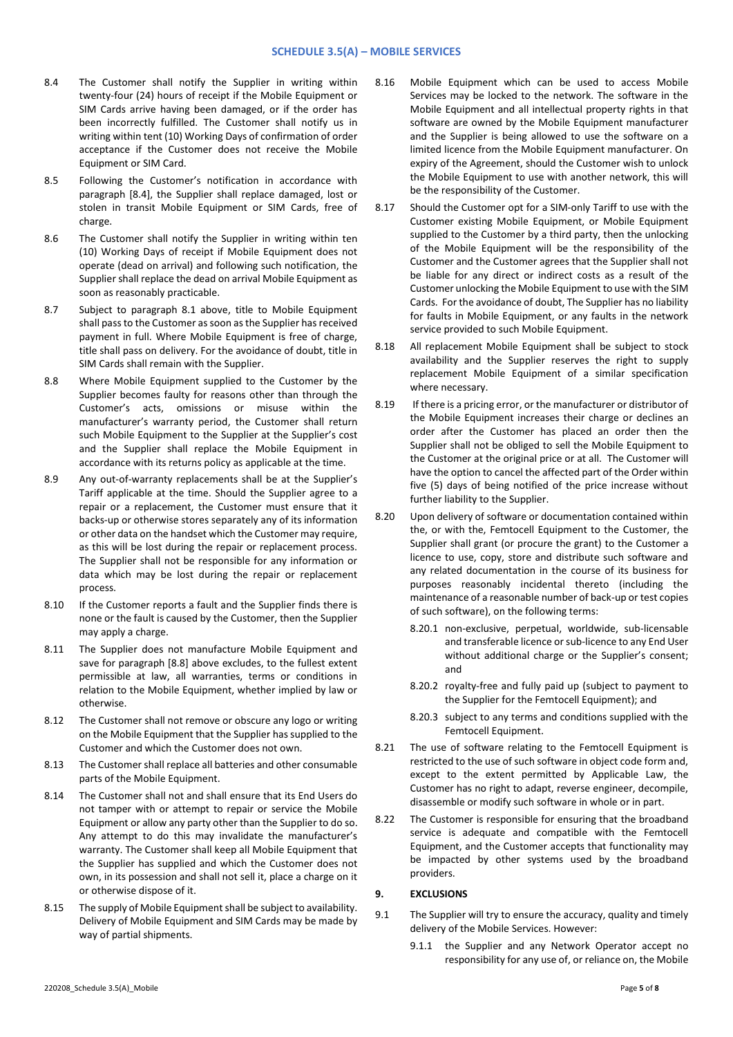8.4 The Customer shall notify the Supplier in writing within twenty-four (24) hours of receipt if the Mobile Equipment or SIM Cards arrive having been damaged, or if the order has been incorrectly fulfilled. The Customer shall notify us in writing within tent (10) Working Days of confirmation of order acceptance if the Customer does not receive the Mobile Equipment or SIM Card.

8.5 Following the Customer's notification in accordance with paragraph [8.4], the Supplier shall replace damaged, lost or stolen in transit Mobile Equipment or SIM Cards, free of charge.

8.6 The Customer shall notify the Supplier in writing within ten (10) Working Days of receipt if Mobile Equipment does not operate (dead on arrival) and following such notification, the Supplier shall replace the dead on arrival Mobile Equipment as soon as reasonably practicable.

8.7 Subject to paragraph 8.1 above, title to Mobile Equipment shall pass to the Customer as soon as the Supplier has received payment in full. Where Mobile Equipment is free of charge, title shall pass on delivery. For the avoidance of doubt, title in SIM Cards shall remain with the Supplier.

8.8 Where Mobile Equipment supplied to the Customer by the Supplier becomes faulty for reasons other than through the Customer's acts, omissions or misuse within the manufacturer's warranty period, the Customer shall return such Mobile Equipment to the Supplier at the Supplier's cost and the Supplier shall replace the Mobile Equipment in accordance with its returns policy as applicable at the time.

8.9 Any out-of-warranty replacements shall be at the Supplier's Tariff applicable at the time. Should the Supplier agree to a repair or a replacement, the Customer must ensure that it backs-up or otherwise stores separately any of its information or other data on the handset which the Customer may require, as this will be lost during the repair or replacement process. The Supplier shall not be responsible for any information or data which may be lost during the repair or replacement process.

8.10 If the Customer reports a fault and the Supplier finds there is none or the fault is caused by the Customer, then the Supplier may apply a charge.

8.11 The Supplier does not manufacture Mobile Equipment and save for paragraph [8.8] above excludes, to the fullest extent permissible at law, all warranties, terms or conditions in relation to the Mobile Equipment, whether implied by law or otherwise.

8.12 The Customer shall not remove or obscure any logo or writing on the Mobile Equipment that the Supplier has supplied to the Customer and which the Customer does not own.

8.13 The Customer shall replace all batteries and other consumable parts of the Mobile Equipment.

8.14 The Customer shall not and shall ensure that its End Users do not tamper with or attempt to repair or service the Mobile Equipment or allow any party other than the Supplier to do so. Any attempt to do this may invalidate the manufacturer's warranty. The Customer shall keep all Mobile Equipment that the Supplier has supplied and which the Customer does not own, in its possession and shall not sell it, place a charge on it or otherwise dispose of it.

8.15 The supply of Mobile Equipment shall be subject to availability. Delivery of Mobile Equipment and SIM Cards may be made by way of partial shipments.

8.16 Mobile Equipment which can be used to access Mobile Services may be locked to the network. The software in the Mobile Equipment and all intellectual property rights in that software are owned by the Mobile Equipment manufacturer and the Supplier is being allowed to use the software on a limited licence from the Mobile Equipment manufacturer. On expiry of the Agreement, should the Customer wish to unlock the Mobile Equipment to use with another network, this will be the responsibility of the Customer.

8.17 Should the Customer opt for a SIM-only Tariff to use with the Customer existing Mobile Equipment, or Mobile Equipment supplied to the Customer by a third party, then the unlocking of the Mobile Equipment will be the responsibility of the Customer and the Customer agrees that the Supplier shall not be liable for any direct or indirect costs as a result of the Customer unlocking the Mobile Equipment to use with the SIM Cards. For the avoidance of doubt, The Supplier has no liability for faults in Mobile Equipment, or any faults in the network service provided to such Mobile Equipment.

8.18 All replacement Mobile Equipment shall be subject to stock availability and the Supplier reserves the right to supply replacement Mobile Equipment of a similar specification where necessary.

8.19 If there is a pricing error, or the manufacturer or distributor of the Mobile Equipment increases their charge or declines an order after the Customer has placed an order then the Supplier shall not be obliged to sell the Mobile Equipment to the Customer at the original price or at all. The Customer will have the option to cancel the affected part of the Order within five (5) days of being notified of the price increase without further liability to the Supplier.

8.20 Upon delivery of software or documentation contained within the, or with the, Femtocell Equipment to the Customer, the Supplier shall grant (or procure the grant) to the Customer a licence to use, copy, store and distribute such software and any related documentation in the course of its business for purposes reasonably incidental thereto (including the maintenance of a reasonable number of back-up or test copies of such software), on the following terms:

8.20.1 non-exclusive, perpetual, worldwide, sub-licensable and transferable licence or sub-licence to any End User without additional charge or the Supplier's consent; and

8.20.2 royalty-free and fully paid up (subject to payment to the Supplier for the Femtocell Equipment); and

8.20.3 subject to any terms and conditions supplied with the Femtocell Equipment.

8.21 The use of software relating to the Femtocell Equipment is restricted to the use of such software in object code form and, except to the extent permitted by Applicable Law, the Customer has no right to adapt, reverse engineer, decompile, disassemble or modify such software in whole or in part.

8.22 The Customer is responsible for ensuring that the broadband service is adequate and compatible with the Femtocell Equipment, and the Customer accepts that functionality may be impacted by other systems used by the broadband providers.

## 9. EXCLUSIONS

9.1 The Supplier will try to ensure the accuracy, quality and timely delivery of the Mobile Services. However:

9.1.1 the Supplier and any Network Operator accept no responsibility for any use of, or reliance on, the Mobile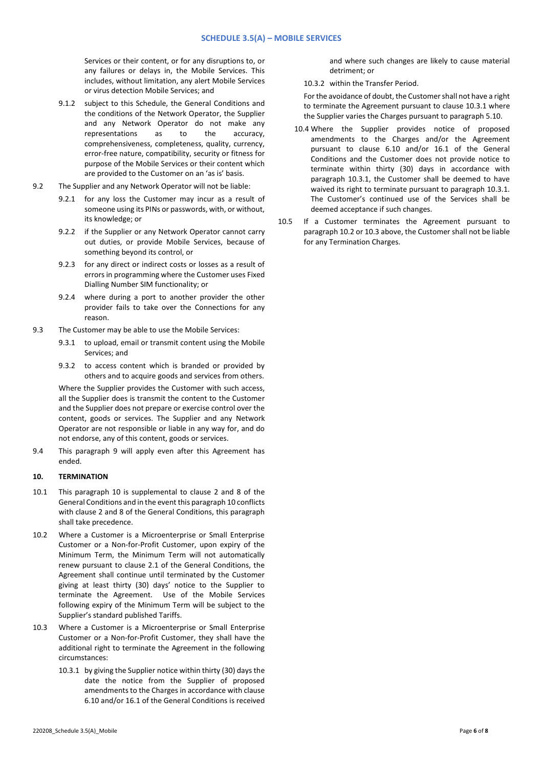Services or their content, or for any disruptions to, or any failures or delays in, the Mobile Services. This includes, without limitation, any alert Mobile Services or virus detection Mobile Services; and

9.1.2 subject to this Schedule, the General Conditions and the conditions of the Network Operator, the Supplier and any Network Operator do not make any representations as to the accuracy, comprehensiveness, completeness, quality, currency, error-free nature, compatibility, security or fitness for purpose of the Mobile Services or their content which are provided to the Customer on an 'as is' basis.

9.2 The Supplier and any Network Operator will not be liable:

9.2.1 for any loss the Customer may incur as a result of someone using its PINs or passwords, with, or without, its knowledge; or

9.2.2 if the Supplier or any Network Operator cannot carry out duties, or provide Mobile Services, because of something beyond its control, or

9.2.3 for any direct or indirect costs or losses as a result of errors in programming where the Customer uses Fixed Dialling Number SIM functionality; or

9.2.4 where during a port to another provider the other provider fails to take over the Connections for any reason.

9.3 The Customer may be able to use the Mobile Services:

9.3.1 to upload, email or transmit content using the Mobile Services; and

9.3.2 to access content which is branded or provided by others and to acquire goods and services from others.

Where the Supplier provides the Customer with such access, all the Supplier does is transmit the content to the Customer and the Supplier does not prepare or exercise control over the content, goods or services. The Supplier and any Network Operator are not responsible or liable in any way for, and do not endorse, any of this content, goods or services.

9.4 This paragraph 9 will apply even after this Agreement has ended.

**10. TERMINATION**

10.1 This paragraph 10 is supplemental to clause 2 and 8 of the General Conditions and in the event this paragraph 10 conflicts with clause 2 and 8 of the General Conditions, this paragraph shall take precedence.

10.2 Where a Customer is a Microenterprise or Small Enterprise Customer or a Non-for-Profit Customer, upon expiry of the Minimum Term, the Minimum Term will not automatically renew pursuant to clause 2.1 of the General Conditions, the Agreement shall continue until terminated by the Customer giving at least thirty (30) days' notice to the Supplier to terminate the Agreement. Use of the Mobile Services following expiry of the Minimum Term will be subject to the Supplier's standard published Tariffs.

10.3 Where a Customer is a Microenterprise or Small Enterprise Customer or a Non-for-Profit Customer, they shall have the additional right to terminate the Agreement in the following circumstances:

10.3.1 by giving the Supplier notice within thirty (30) days the date the notice from the Supplier of proposed amendments to the Charges in accordance with clause 6.10 and/or 16.1 of the General Conditions is received and where such changes are likely to cause material detriment; or

10.3.2 within the Transfer Period.

For the avoidance of doubt, the Customer shall not have a right to terminate the Agreement pursuant to clause 10.3.1 where the Supplier varies the Charges pursuant to paragraph 5.10.

10.4 Where the Supplier provides notice of proposed amendments to the Charges and/or the Agreement pursuant to clause 6.10 and/or 16.1 of the General Conditions and the Customer does not provide notice to terminate within thirty (30) days in accordance with paragraph 10.3.1, the Customer shall be deemed to have waived its right to terminate pursuant to paragraph 10.3.1. The Customer's continued use of the Services shall be deemed acceptance if such changes.

10.5 If a Customer terminates the Agreement pursuant to paragraph 10.2 or 10.3 above, the Customer shall not be liable for any Termination Charges.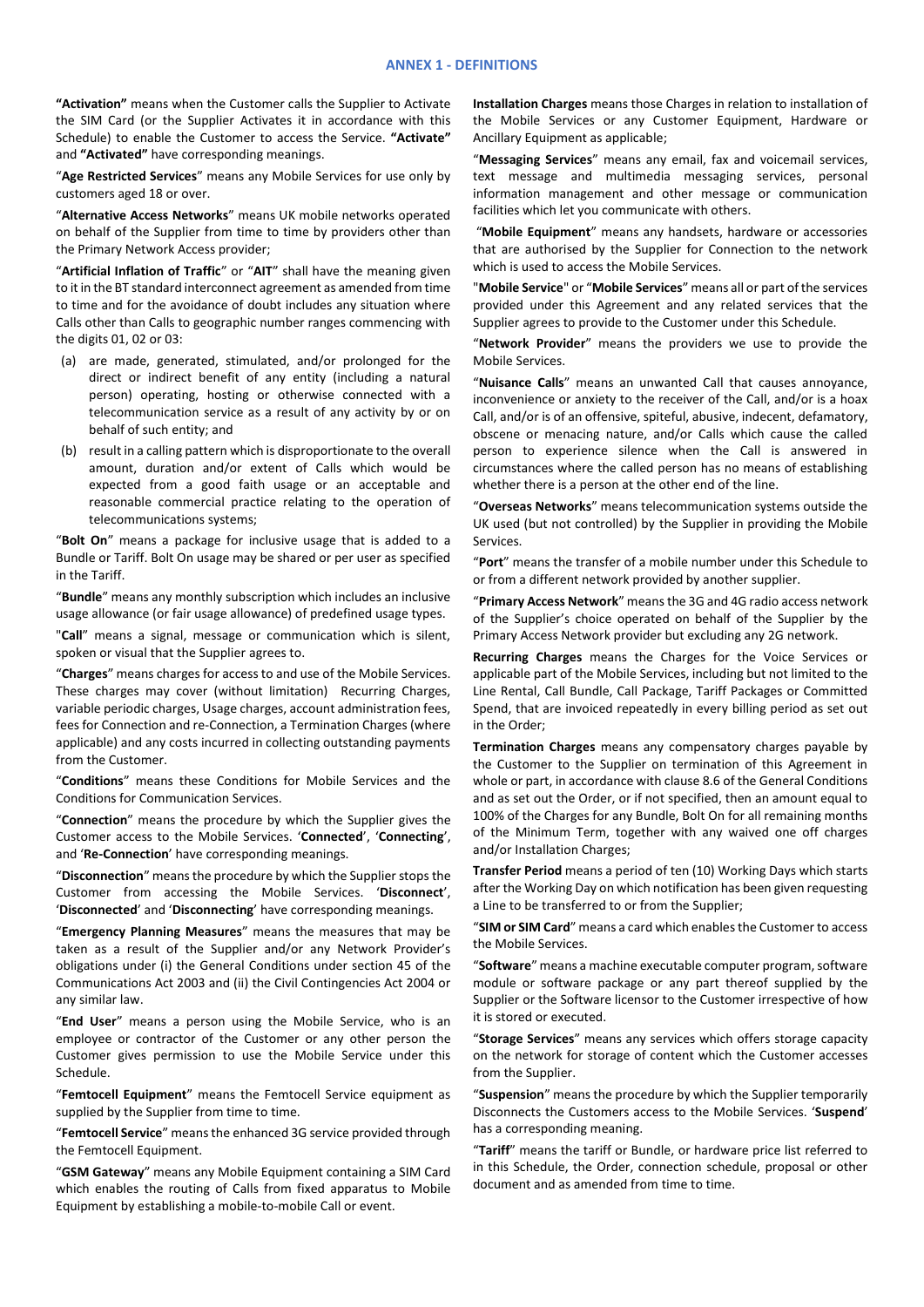## ANNEX 1 - DEFINITIONS

**"Activation"** means when the Customer calls the Supplier to Activate the SIM Card (or the Supplier Activates it in accordance with this Schedule) to enable the Customer to access the Service. **"Activate"** and **"Activated"** have corresponding meanings.

"**Age Restricted Services**" means any Mobile Services for use only by customers aged 18 or over.

"**Alternative Access Networks**" means UK mobile networks operated on behalf of the Supplier from time to time by providers other than the Primary Network Access provider;

"**Artificial Inflation of Traffic**" or "**AIT**" shall have the meaning given to it in the BT standard interconnect agreement as amended from time to time and for the avoidance of doubt includes any situation where Calls other than Calls to geographic number ranges commencing with the digits 01, 02 or 03:

(a) are made, generated, stimulated, and/or prolonged for the direct or indirect benefit of any entity (including a natural person) operating, hosting or otherwise connected with a telecommunication service as a result of any activity by or on behalf of such entity; and

(b) result in a calling pattern which is disproportionate to the overall amount, duration and/or extent of Calls which would be expected from a good faith usage or an acceptable and reasonable commercial practice relating to the operation of telecommunications systems;

"**Bolt On**" means a package for inclusive usage that is added to a Bundle or Tariff. Bolt On usage may be shared or per user as specified in the Tariff.

"**Bundle**" means any monthly subscription which includes an inclusive usage allowance (or fair usage allowance) of predefined usage types.

"**Call**" means a signal, message or communication which is silent, spoken or visual that the Supplier agrees to.

"**Charges**" means charges for access to and use of the Mobile Services. These charges may cover (without limitation) Recurring Charges, variable periodic charges, Usage charges, account administration fees, fees for Connection and re-Connection, a Termination Charges (where applicable) and any costs incurred in collecting outstanding payments from the Customer.

"**Conditions**" means these Conditions for Mobile Services and the Conditions for Communication Services.

"**Connection**" means the procedure by which the Supplier gives the Customer access to the Mobile Services. '**Connected**', '**Connecting**', and '**Re-Connection**' have corresponding meanings.

"**Disconnection**" means the procedure by which the Supplier stops the Customer from accessing the Mobile Services. '**Disconnect**', '**Disconnected**' and '**Disconnecting**' have corresponding meanings.

"**Emergency Planning Measures**" means the measures that may be taken as a result of the Supplier and/or any Network Provider's obligations under (i) the General Conditions under section 45 of the Communications Act 2003 and (ii) the Civil Contingencies Act 2004 or any similar law.

"**End User**" means a person using the Mobile Service, who is an employee or contractor of the Customer or any other person the Customer gives permission to use the Mobile Service under this Schedule.

"**Femtocell Equipment**" means the Femtocell Service equipment as supplied by the Supplier from time to time.

"**Femtocell Service**" means the enhanced 3G service provided through the Femtocell Equipment.

"**GSM Gateway**" means any Mobile Equipment containing a SIM Card which enables the routing of Calls from fixed apparatus to Mobile Equipment by establishing a mobile-to-mobile Call or event.

**Installation Charges** means those Charges in relation to installation of the Mobile Services or any Customer Equipment, Hardware or Ancillary Equipment as applicable;

"**Messaging Services**" means any email, fax and voicemail services, text message and multimedia messaging services, personal information management and other message or communication facilities which let you communicate with others.

"**Mobile Equipment**" means any handsets, hardware or accessories that are authorised by the Supplier for Connection to the network which is used to access the Mobile Services.

"**Mobile Service**" or "**Mobile Services**" means all or part of the services provided under this Agreement and any related services that the Supplier agrees to provide to the Customer under this Schedule.

"**Network Provider**" means the providers we use to provide the Mobile Services.

"**Nuisance Calls**" means an unwanted Call that causes annoyance, inconvenience or anxiety to the receiver of the Call, and/or is a hoax Call, and/or is of an offensive, spiteful, abusive, indecent, defamatory, obscene or menacing nature, and/or Calls which cause the called person to experience silence when the Call is answered in circumstances where the called person has no means of establishing whether there is a person at the other end of the line.

"**Overseas Networks**" means telecommunication systems outside the UK used (but not controlled) by the Supplier in providing the Mobile Services.

"**Port**" means the transfer of a mobile number under this Schedule to or from a different network provided by another supplier.

"**Primary Access Network**" means the 3G and 4G radio access network of the Supplier's choice operated on behalf of the Supplier by the Primary Access Network provider but excluding any 2G network.

**Recurring Charges** means the Charges for the Voice Services or applicable part of the Mobile Services, including but not limited to the Line Rental, Call Bundle, Call Package, Tariff Packages or Committed Spend, that are invoiced repeatedly in every billing period as set out in the Order;

**Termination Charges** means any compensatory charges payable by the Customer to the Supplier on termination of this Agreement in whole or part, in accordance with clause 8.6 of the General Conditions and as set out the Order, or if not specified, then an amount equal to 100% of the Charges for any Bundle, Bolt On for all remaining months of the Minimum Term, together with any waived one off charges and/or Installation Charges;

**Transfer Period** means a period of ten (10) Working Days which starts after the Working Day on which notification has been given requesting a Line to be transferred to or from the Supplier;

"**SIM or SIM Card**" means a card which enables the Customer to access the Mobile Services.

"**Software**" means a machine executable computer program, software module or software package or any part thereof supplied by the Supplier or the Software licensor to the Customer irrespective of how it is stored or executed.

"**Storage Services**" means any services which offers storage capacity on the network for storage of content which the Customer accesses from the Supplier.

"**Suspension**" means the procedure by which the Supplier temporarily Disconnects the Customers access to the Mobile Services. '**Suspend**' has a corresponding meaning.

"**Tariff**" means the tariff or Bundle, or hardware price list referred to in this Schedule, the Order, connection schedule, proposal or other document and as amended from time to time.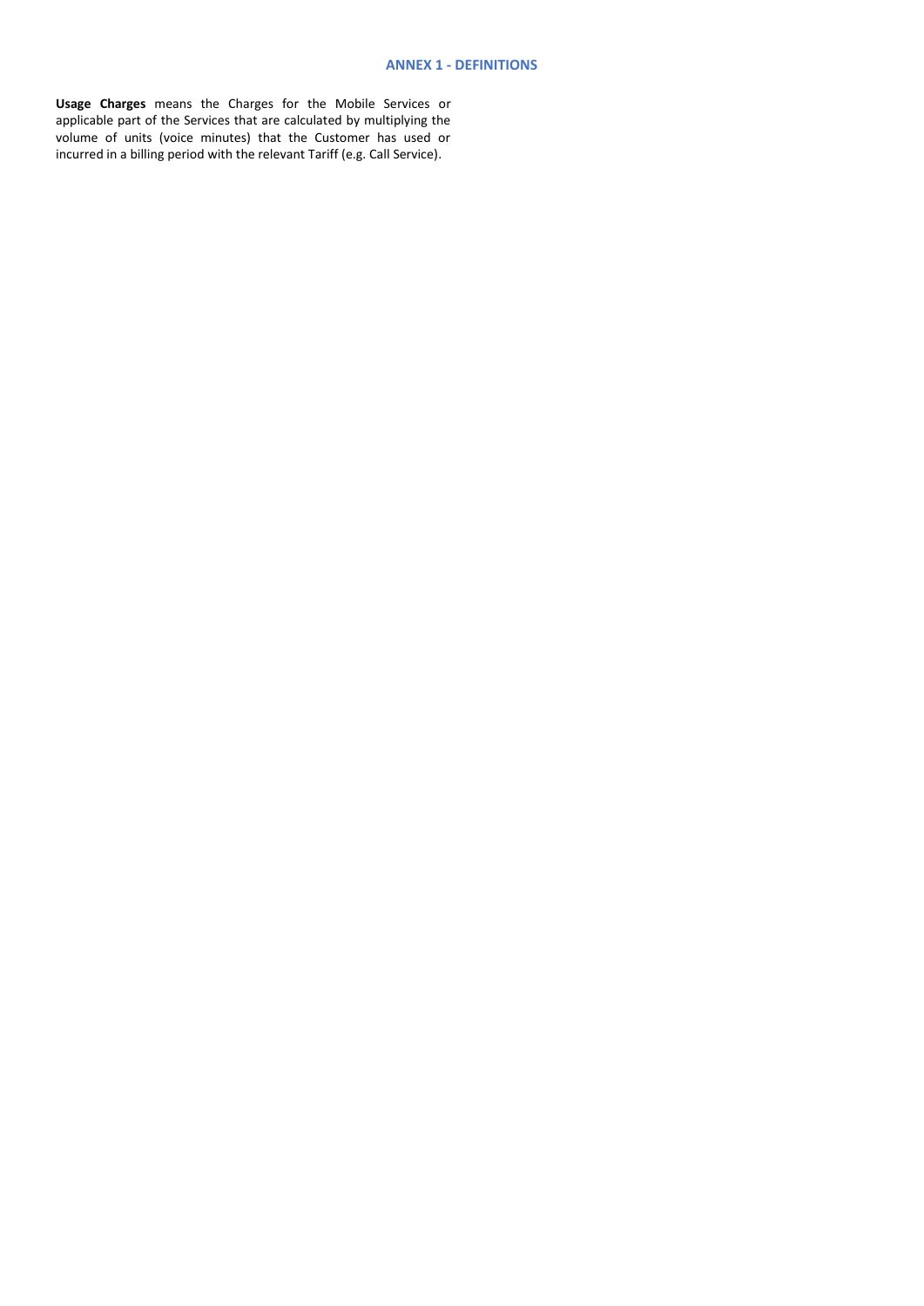## ANNEX 1 - DEFINITIONS

**Usage Charges** means the Charges for the Mobile Services or applicable part of the Services that are calculated by multiplying the volume of units (voice minutes) that the Customer has used or incurred in a billing period with the relevant Tariff (e.g. Call Service).